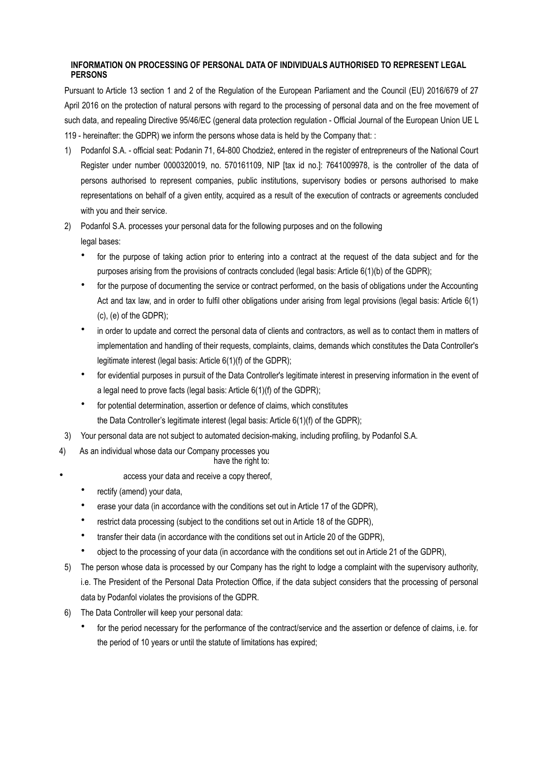**INFORMATION ON PROCESSING OF PERSONAL DATA OF INDIVIDUALS AUTHORISED TO REPRESENT LEGAL PERSONS**

Pursuant to Article 13 section 1 and 2 of the Regulation of the European Parliament and the Council (EU) 2016/679 of 27 April 2016 on the protection of natural persons with regard to the processing of personal data and on the free movement of such data, and repealing Directive 95/46/EC (general data protection regulation - Official Journal of the European Union UE L 119 - hereinafter: the GDPR) we inform the persons whose data is held by the Company that: :

1) Podanfol S.A. - official seat: Podanin 71, 64-800 Chodzież, entered in the register of entrepreneurs of the National Court Register under number 0000320019, no. 570161109, NIP [tax id no.]: 7641009978, is the controller of the data of persons authorised to represent companies, public institutions, supervisory bodies or persons authorised to make representations on behalf of a given entity, acquired as a result of the execution of contracts or agreements concluded with you and their service.
2) Podanfol S.A. processes your personal data for the following purposes and on the following legal bases:
   - for the purpose of taking action prior to entering into a contract at the request of the data subject and for the purposes arising from the provisions of contracts concluded (legal basis: Article 6(1)(b) of the GDPR);
   - for the purpose of documenting the service or contract performed, on the basis of obligations under the Accounting Act and tax law, and in order to fulfil other obligations under arising from legal provisions (legal basis: Article 6(1)(c), (e) of the GDPR);
   - in order to update and correct the personal data of clients and contractors, as well as to contact them in matters of implementation and handling of their requests, complaints, claims, demands which constitutes the Data Controller's legitimate interest (legal basis: Article 6(1)(f) of the GDPR);
   - for evidential purposes in pursuit of the Data Controller's legitimate interest in preserving information in the event of a legal need to prove facts (legal basis: Article 6(1)(f) of the GDPR);
   - for potential determination, assertion or defence of claims, which constitutes the Data Controller's legitimate interest (legal basis: Article 6(1)(f) of the GDPR);
3) Your personal data are not subject to automated decision-making, including profiling, by Podanfol S.A.
4) As an individual whose data our Company processes you have the right to:
   - access your data and receive a copy thereof,
   - rectify (amend) your data,
   - erase your data (in accordance with the conditions set out in Article 17 of the GDPR),
   - restrict data processing (subject to the conditions set out in Article 18 of the GDPR),
   - transfer their data (in accordance with the conditions set out in Article 20 of the GDPR),
   - object to the processing of your data (in accordance with the conditions set out in Article 21 of the GDPR),
5) The person whose data is processed by our Company has the right to lodge a complaint with the supervisory authority, i.e. The President of the Personal Data Protection Office, if the data subject considers that the processing of personal data by Podanfol violates the provisions of the GDPR.
6) The Data Controller will keep your personal data:
   - for the period necessary for the performance of the contract/service and the assertion or defence of claims, i.e. for the period of 10 years or until the statute of limitations has expired;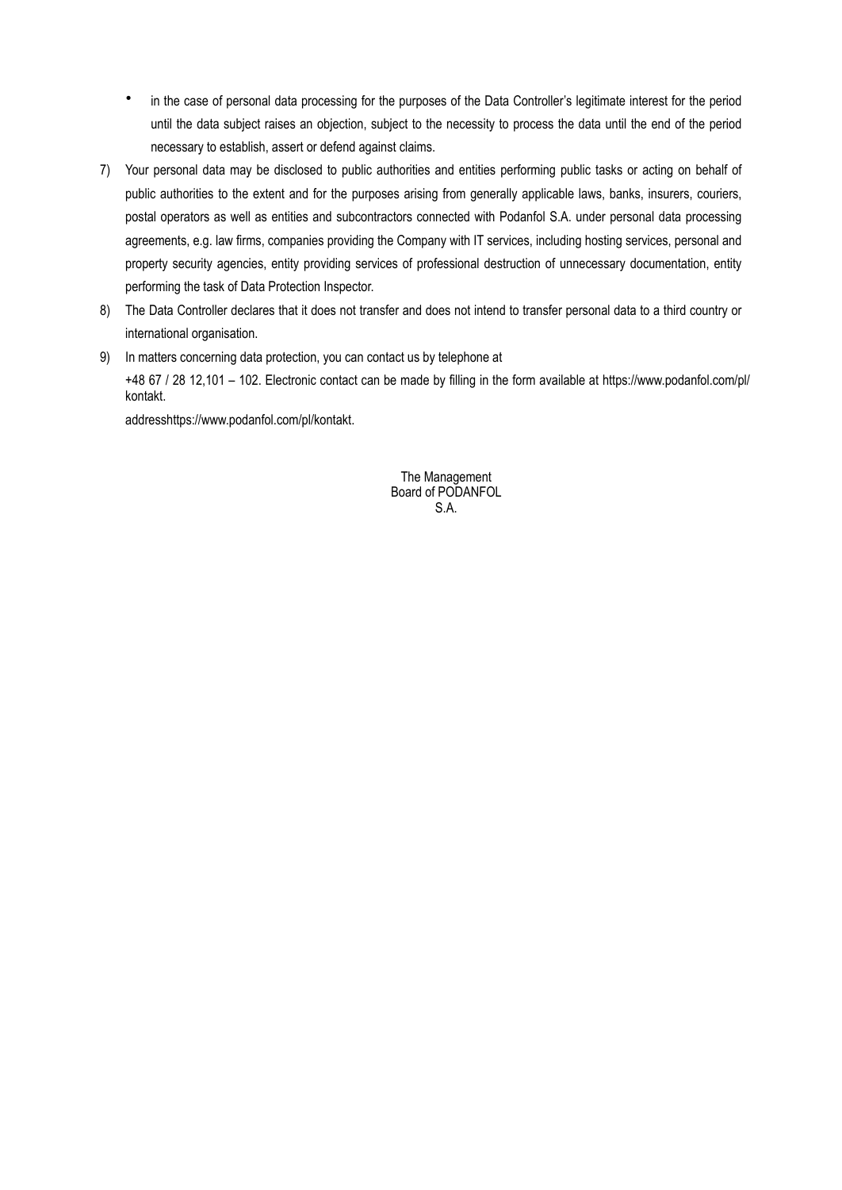- in the case of personal data processing for the purposes of the Data Controller's legitimate interest for the period until the data subject raises an objection, subject to the necessity to process the data until the end of the period necessary to establish, assert or defend against claims.

7) Your personal data may be disclosed to public authorities and entities performing public tasks or acting on behalf of public authorities to the extent and for the purposes arising from generally applicable laws, banks, insurers, couriers, postal operators as well as entities and subcontractors connected with Podanfol S.A. under personal data processing agreements, e.g. law firms, companies providing the Company with IT services, including hosting services, personal and property security agencies, entity providing services of professional destruction of unnecessary documentation, entity performing the task of Data Protection Inspector.

8) The Data Controller declares that it does not transfer and does not intend to transfer personal data to a third country or international organisation.

9) In matters concerning data protection, you can contact us by telephone at

   +48 67 / 28 12,101 – 102. Electronic contact can be made by filling in the form available at https://www.podanfol.com/pl/kontakt.

   addresshttps://www.podanfol.com/pl/kontakt.

The Management
Board of PODANFOL
S.A.